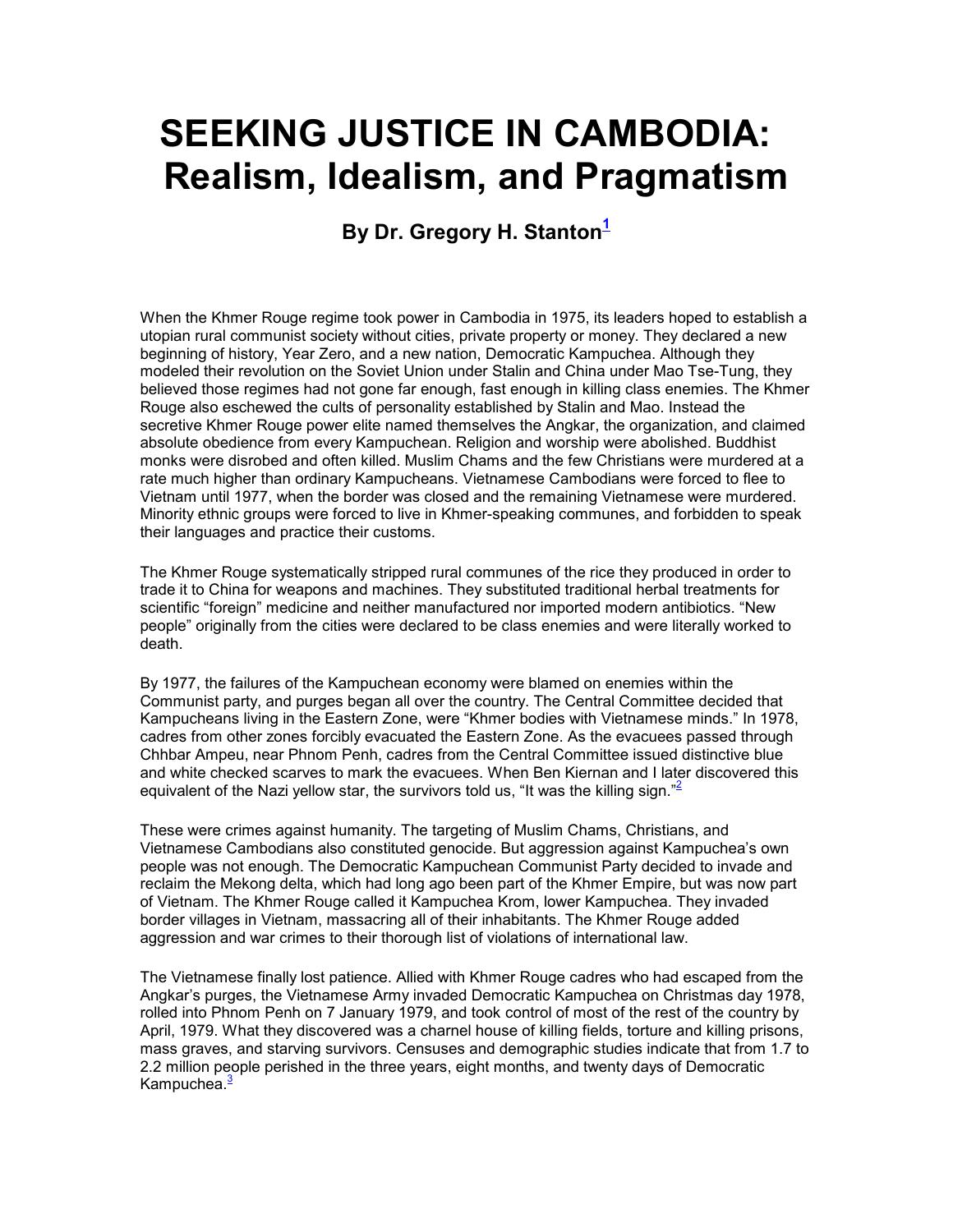# SEEKING JUSTICE IN CAMBODIA: Realism, Idealism, and Pragmatism

### By Dr. Gregory H. Stanton[1]

When the Khmer Rouge regime took power in Cambodia in 1975, its leaders hoped to establish a utopian rural communist society without cities, private property or money. They declared a new beginning of history, Year Zero, and a new nation, Democratic Kampuchea. Although they modeled their revolution on the Soviet Union under Stalin and China under Mao Tse-Tung, they believed those regimes had not gone far enough, fast enough in killing class enemies. The Khmer Rouge also eschewed the cults of personality established by Stalin and Mao. Instead the secretive Khmer Rouge power elite named themselves the Angkar, the organization, and claimed absolute obedience from every Kampuchean. Religion and worship were abolished. Buddhist monks were disrobed and often killed. Muslim Chams and the few Christians were murdered at a rate much higher than ordinary Kampucheans. Vietnamese Cambodians were forced to flee to Vietnam until 1977, when the border was closed and the remaining Vietnamese were murdered. Minority ethnic groups were forced to live in Khmer-speaking communes, and forbidden to speak their languages and practice their customs.

The Khmer Rouge systematically stripped rural communes of the rice they produced in order to trade it to China for weapons and machines. They substituted traditional herbal treatments for scientific "foreign" medicine and neither manufactured nor imported modern antibiotics. "New people" originally from the cities were declared to be class enemies and were literally worked to death.

By 1977, the failures of the Kampuchean economy were blamed on enemies within the Communist party, and purges began all over the country. The Central Committee decided that Kampucheans living in the Eastern Zone, were "Khmer bodies with Vietnamese minds." In 1978, cadres from other zones forcibly evacuated the Eastern Zone. As the evacuees passed through Chhbar Ampeu, near Phnom Penh, cadres from the Central Committee issued distinctive blue and white checked scarves to mark the evacuees. When Ben Kiernan and I later discovered this equivalent of the Nazi yellow star, the survivors told us, "It was the killing sign."[2]

These were crimes against humanity. The targeting of Muslim Chams, Christians, and Vietnamese Cambodians also constituted genocide. But aggression against Kampuchea's own people was not enough. The Democratic Kampuchean Communist Party decided to invade and reclaim the Mekong delta, which had long ago been part of the Khmer Empire, but was now part of Vietnam. The Khmer Rouge called it Kampuchea Krom, lower Kampuchea. They invaded border villages in Vietnam, massacring all of their inhabitants. The Khmer Rouge added aggression and war crimes to their thorough list of violations of international law.

The Vietnamese finally lost patience. Allied with Khmer Rouge cadres who had escaped from the Angkar's purges, the Vietnamese Army invaded Democratic Kampuchea on Christmas day 1978, rolled into Phnom Penh on 7 January 1979, and took control of most of the rest of the country by April, 1979. What they discovered was a charnel house of killing fields, torture and killing prisons, mass graves, and starving survivors. Censuses and demographic studies indicate that from 1.7 to 2.2 million people perished in the three years, eight months, and twenty days of Democratic Kampuchea.[3]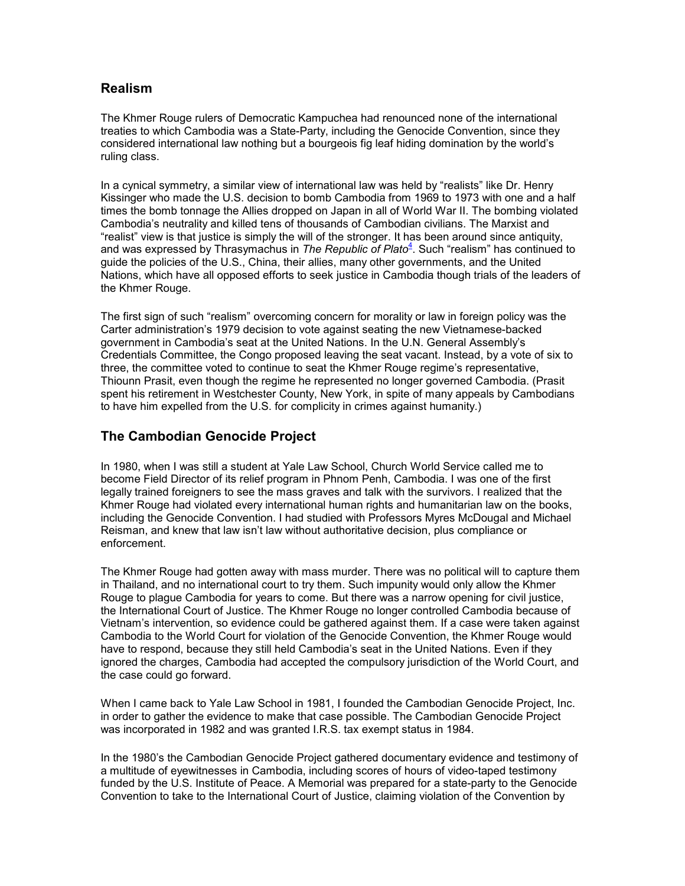## Realism

The Khmer Rouge rulers of Democratic Kampuchea had renounced none of the international treaties to which Cambodia was a State-Party, including the Genocide Convention, since they considered international law nothing but a bourgeois fig leaf hiding domination by the world's ruling class.

In a cynical symmetry, a similar view of international law was held by "realists" like Dr. Henry Kissinger who made the U.S. decision to bomb Cambodia from 1969 to 1973 with one and a half times the bomb tonnage the Allies dropped on Japan in all of World War II. The bombing violated Cambodia's neutrality and killed tens of thousands of Cambodian civilians. The Marxist and "realist" view is that justice is simply the will of the stronger. It has been around since antiquity, and was expressed by Thrasymachus in *The Republic of Plato*[4]. Such "realism" has continued to guide the policies of the U.S., China, their allies, many other governments, and the United Nations, which have all opposed efforts to seek justice in Cambodia though trials of the leaders of the Khmer Rouge.

The first sign of such "realism" overcoming concern for morality or law in foreign policy was the Carter administration's 1979 decision to vote against seating the new Vietnamese-backed government in Cambodia's seat at the United Nations. In the U.N. General Assembly's Credentials Committee, the Congo proposed leaving the seat vacant. Instead, by a vote of six to three, the committee voted to continue to seat the Khmer Rouge regime's representative, Thiounn Prasit, even though the regime he represented no longer governed Cambodia. (Prasit spent his retirement in Westchester County, New York, in spite of many appeals by Cambodians to have him expelled from the U.S. for complicity in crimes against humanity.)

## The Cambodian Genocide Project

In 1980, when I was still a student at Yale Law School, Church World Service called me to become Field Director of its relief program in Phnom Penh, Cambodia. I was one of the first legally trained foreigners to see the mass graves and talk with the survivors. I realized that the Khmer Rouge had violated every international human rights and humanitarian law on the books, including the Genocide Convention. I had studied with Professors Myres McDougal and Michael Reisman, and knew that law isn't law without authoritative decision, plus compliance or enforcement.

The Khmer Rouge had gotten away with mass murder. There was no political will to capture them in Thailand, and no international court to try them. Such impunity would only allow the Khmer Rouge to plague Cambodia for years to come. But there was a narrow opening for civil justice, the International Court of Justice. The Khmer Rouge no longer controlled Cambodia because of Vietnam's intervention, so evidence could be gathered against them. If a case were taken against Cambodia to the World Court for violation of the Genocide Convention, the Khmer Rouge would have to respond, because they still held Cambodia's seat in the United Nations. Even if they ignored the charges, Cambodia had accepted the compulsory jurisdiction of the World Court, and the case could go forward.

When I came back to Yale Law School in 1981, I founded the Cambodian Genocide Project, Inc. in order to gather the evidence to make that case possible. The Cambodian Genocide Project was incorporated in 1982 and was granted I.R.S. tax exempt status in 1984.

In the 1980's the Cambodian Genocide Project gathered documentary evidence and testimony of a multitude of eyewitnesses in Cambodia, including scores of hours of video-taped testimony funded by the U.S. Institute of Peace. A Memorial was prepared for a state-party to the Genocide Convention to take to the International Court of Justice, claiming violation of the Convention by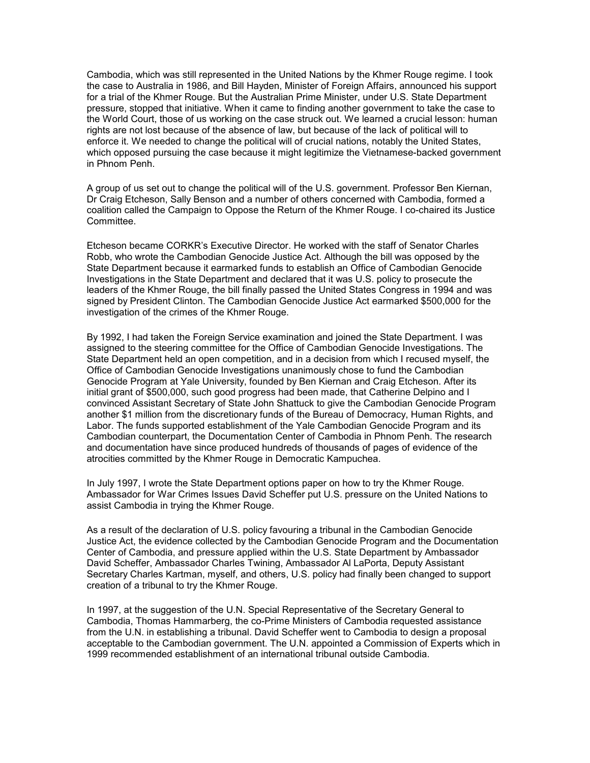Cambodia, which was still represented in the United Nations by the Khmer Rouge regime. I took the case to Australia in 1986, and Bill Hayden, Minister of Foreign Affairs, announced his support for a trial of the Khmer Rouge. But the Australian Prime Minister, under U.S. State Department pressure, stopped that initiative. When it came to finding another government to take the case to the World Court, those of us working on the case struck out. We learned a crucial lesson: human rights are not lost because of the absence of law, but because of the lack of political will to enforce it. We needed to change the political will of crucial nations, notably the United States, which opposed pursuing the case because it might legitimize the Vietnamese-backed government in Phnom Penh.

A group of us set out to change the political will of the U.S. government. Professor Ben Kiernan, Dr Craig Etcheson, Sally Benson and a number of others concerned with Cambodia, formed a coalition called the Campaign to Oppose the Return of the Khmer Rouge. I co-chaired its Justice Committee.

Etcheson became CORKR's Executive Director. He worked with the staff of Senator Charles Robb, who wrote the Cambodian Genocide Justice Act. Although the bill was opposed by the State Department because it earmarked funds to establish an Office of Cambodian Genocide Investigations in the State Department and declared that it was U.S. policy to prosecute the leaders of the Khmer Rouge, the bill finally passed the United States Congress in 1994 and was signed by President Clinton. The Cambodian Genocide Justice Act earmarked $500,000 for the investigation of the crimes of the Khmer Rouge.

By 1992, I had taken the Foreign Service examination and joined the State Department. I was assigned to the steering committee for the Office of Cambodian Genocide Investigations. The State Department held an open competition, and in a decision from which I recused myself, the Office of Cambodian Genocide Investigations unanimously chose to fund the Cambodian Genocide Program at Yale University, founded by Ben Kiernan and Craig Etcheson. After its initial grant of $500,000, such good progress had been made, that Catherine Delpino and I convinced Assistant Secretary of State John Shattuck to give the Cambodian Genocide Program another $1 million from the discretionary funds of the Bureau of Democracy, Human Rights, and Labor. The funds supported establishment of the Yale Cambodian Genocide Program and its Cambodian counterpart, the Documentation Center of Cambodia in Phnom Penh. The research and documentation have since produced hundreds of thousands of pages of evidence of the atrocities committed by the Khmer Rouge in Democratic Kampuchea.

In July 1997, I wrote the State Department options paper on how to try the Khmer Rouge. Ambassador for War Crimes Issues David Scheffer put U.S. pressure on the United Nations to assist Cambodia in trying the Khmer Rouge.

As a result of the declaration of U.S. policy favouring a tribunal in the Cambodian Genocide Justice Act, the evidence collected by the Cambodian Genocide Program and the Documentation Center of Cambodia, and pressure applied within the U.S. State Department by Ambassador David Scheffer, Ambassador Charles Twining, Ambassador Al LaPorta, Deputy Assistant Secretary Charles Kartman, myself, and others, U.S. policy had finally been changed to support creation of a tribunal to try the Khmer Rouge.

In 1997, at the suggestion of the U.N. Special Representative of the Secretary General to Cambodia, Thomas Hammarberg, the co-Prime Ministers of Cambodia requested assistance from the U.N. in establishing a tribunal. David Scheffer went to Cambodia to design a proposal acceptable to the Cambodian government. The U.N. appointed a Commission of Experts which in 1999 recommended establishment of an international tribunal outside Cambodia.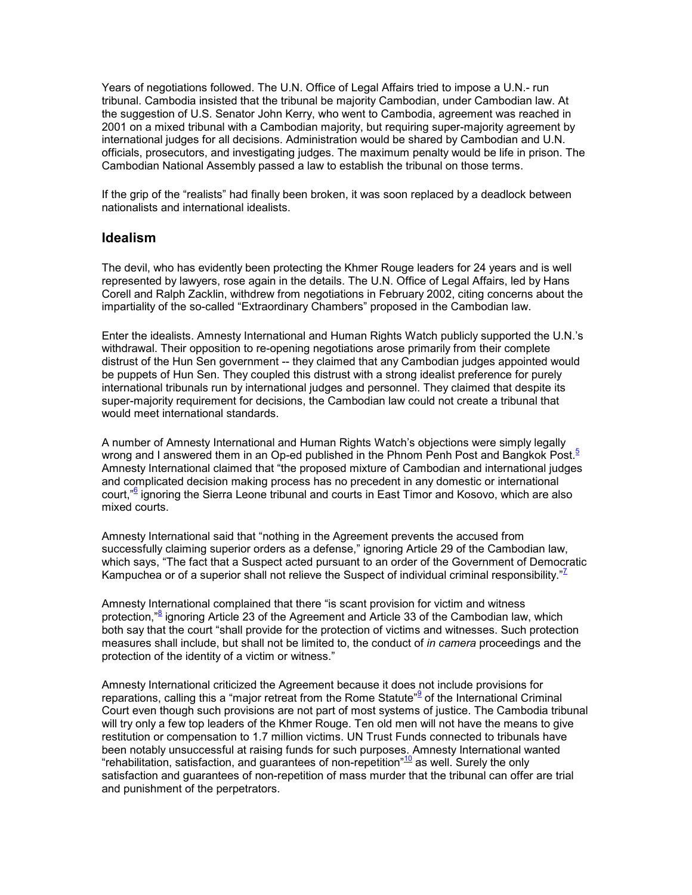Years of negotiations followed. The U.N. Office of Legal Affairs tried to impose a U.N.- run tribunal. Cambodia insisted that the tribunal be majority Cambodian, under Cambodian law. At the suggestion of U.S. Senator John Kerry, who went to Cambodia, agreement was reached in 2001 on a mixed tribunal with a Cambodian majority, but requiring super-majority agreement by international judges for all decisions. Administration would be shared by Cambodian and U.N. officials, prosecutors, and investigating judges. The maximum penalty would be life in prison. The Cambodian National Assembly passed a law to establish the tribunal on those terms.

If the grip of the "realists" had finally been broken, it was soon replaced by a deadlock between nationalists and international idealists.

## Idealism

The devil, who has evidently been protecting the Khmer Rouge leaders for 24 years and is well represented by lawyers, rose again in the details. The U.N. Office of Legal Affairs, led by Hans Corell and Ralph Zacklin, withdrew from negotiations in February 2002, citing concerns about the impartiality of the so-called "Extraordinary Chambers" proposed in the Cambodian law.

Enter the idealists. Amnesty International and Human Rights Watch publicly supported the U.N.'s withdrawal. Their opposition to re-opening negotiations arose primarily from their complete distrust of the Hun Sen government -- they claimed that any Cambodian judges appointed would be puppets of Hun Sen. They coupled this distrust with a strong idealist preference for purely international tribunals run by international judges and personnel. They claimed that despite its super-majority requirement for decisions, the Cambodian law could not create a tribunal that would meet international standards.

A number of Amnesty International and Human Rights Watch's objections were simply legally wrong and I answered them in an Op-ed published in the Phnom Penh Post and Bangkok Post.[5] Amnesty International claimed that "the proposed mixture of Cambodian and international judges and complicated decision making process has no precedent in any domestic or international court,"[6] ignoring the Sierra Leone tribunal and courts in East Timor and Kosovo, which are also mixed courts.

Amnesty International said that "nothing in the Agreement prevents the accused from successfully claiming superior orders as a defense," ignoring Article 29 of the Cambodian law, which says, "The fact that a Suspect acted pursuant to an order of the Government of Democratic Kampuchea or of a superior shall not relieve the Suspect of individual criminal responsibility."[7]

Amnesty International complained that there "is scant provision for victim and witness protection,"[8] ignoring Article 23 of the Agreement and Article 33 of the Cambodian law, which both say that the court "shall provide for the protection of victims and witnesses. Such protection measures shall include, but shall not be limited to, the conduct of *in camera* proceedings and the protection of the identity of a victim or witness."

Amnesty International criticized the Agreement because it does not include provisions for reparations, calling this a "major retreat from the Rome Statute"[9] of the International Criminal Court even though such provisions are not part of most systems of justice. The Cambodia tribunal will try only a few top leaders of the Khmer Rouge. Ten old men will not have the means to give restitution or compensation to 1.7 million victims. UN Trust Funds connected to tribunals have been notably unsuccessful at raising funds for such purposes. Amnesty International wanted "rehabilitation, satisfaction, and guarantees of non-repetition"[10] as well. Surely the only satisfaction and guarantees of non-repetition of mass murder that the tribunal can offer are trial and punishment of the perpetrators.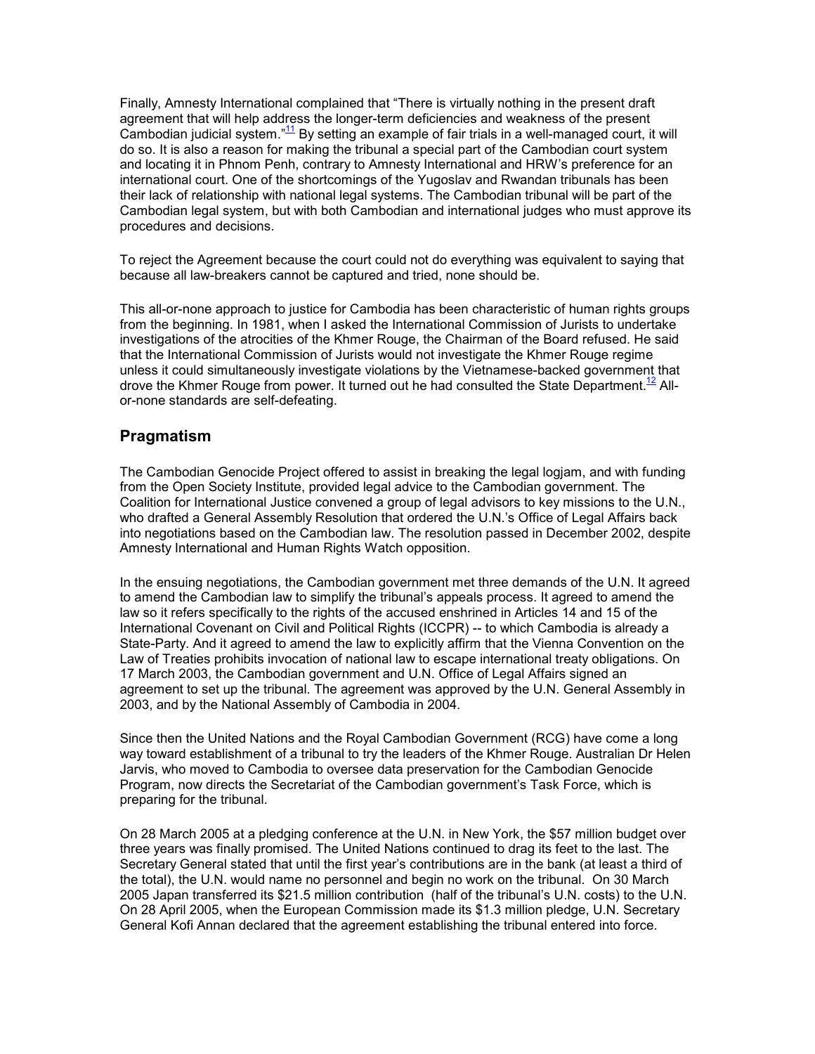Finally, Amnesty International complained that "There is virtually nothing in the present draft agreement that will help address the longer-term deficiencies and weakness of the present Cambodian judicial system."[11] By setting an example of fair trials in a well-managed court, it will do so. It is also a reason for making the tribunal a special part of the Cambodian court system and locating it in Phnom Penh, contrary to Amnesty International and HRW's preference for an international court. One of the shortcomings of the Yugoslav and Rwandan tribunals has been their lack of relationship with national legal systems. The Cambodian tribunal will be part of the Cambodian legal system, but with both Cambodian and international judges who must approve its procedures and decisions.

To reject the Agreement because the court could not do everything was equivalent to saying that because all law-breakers cannot be captured and tried, none should be.

This all-or-none approach to justice for Cambodia has been characteristic of human rights groups from the beginning. In 1981, when I asked the International Commission of Jurists to undertake investigations of the atrocities of the Khmer Rouge, the Chairman of the Board refused. He said that the International Commission of Jurists would not investigate the Khmer Rouge regime unless it could simultaneously investigate violations by the Vietnamese-backed government that drove the Khmer Rouge from power. It turned out he had consulted the State Department.[12] All-or-none standards are self-defeating.

## Pragmatism

The Cambodian Genocide Project offered to assist in breaking the legal logjam, and with funding from the Open Society Institute, provided legal advice to the Cambodian government. The Coalition for International Justice convened a group of legal advisors to key missions to the U.N., who drafted a General Assembly Resolution that ordered the U.N.'s Office of Legal Affairs back into negotiations based on the Cambodian law. The resolution passed in December 2002, despite Amnesty International and Human Rights Watch opposition.

In the ensuing negotiations, the Cambodian government met three demands of the U.N. It agreed to amend the Cambodian law to simplify the tribunal's appeals process. It agreed to amend the law so it refers specifically to the rights of the accused enshrined in Articles 14 and 15 of the International Covenant on Civil and Political Rights (ICCPR) -- to which Cambodia is already a State-Party. And it agreed to amend the law to explicitly affirm that the Vienna Convention on the Law of Treaties prohibits invocation of national law to escape international treaty obligations. On 17 March 2003, the Cambodian government and U.N. Office of Legal Affairs signed an agreement to set up the tribunal. The agreement was approved by the U.N. General Assembly in 2003, and by the National Assembly of Cambodia in 2004.

Since then the United Nations and the Royal Cambodian Government (RCG) have come a long way toward establishment of a tribunal to try the leaders of the Khmer Rouge. Australian Dr Helen Jarvis, who moved to Cambodia to oversee data preservation for the Cambodian Genocide Program, now directs the Secretariat of the Cambodian government's Task Force, which is preparing for the tribunal.

On 28 March 2005 at a pledging conference at the U.N. in New York, the $57 million budget over three years was finally promised. The United Nations continued to drag its feet to the last. The Secretary General stated that until the first year's contributions are in the bank (at least a third of the total), the U.N. would name no personnel and begin no work on the tribunal. On 30 March 2005 Japan transferred its $21.5 million contribution (half of the tribunal's U.N. costs) to the U.N. On 28 April 2005, when the European Commission made its $1.3 million pledge, U.N. Secretary General Kofi Annan declared that the agreement establishing the tribunal entered into force.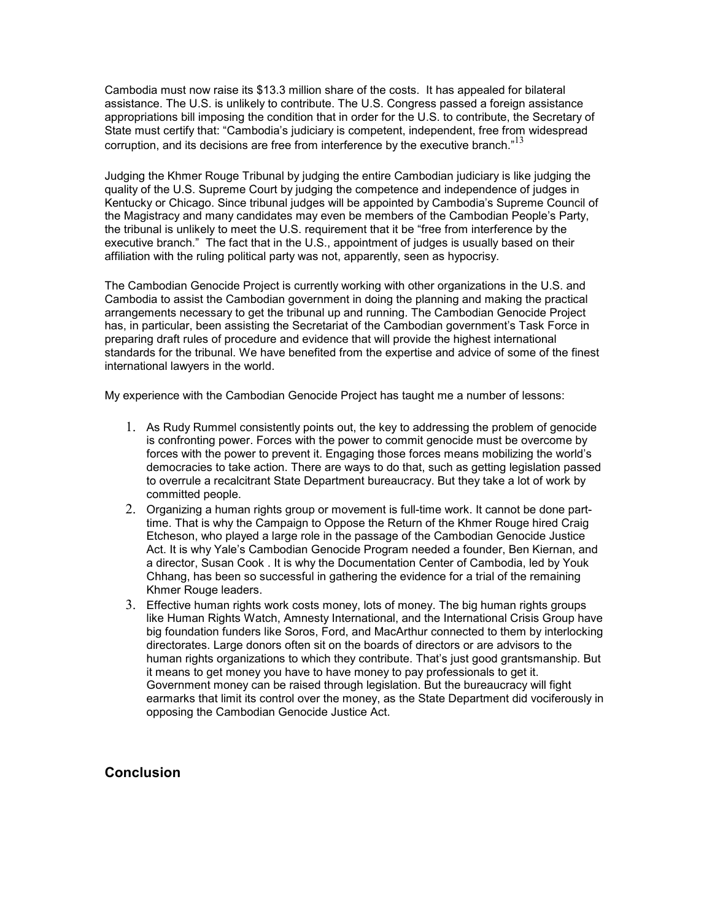Cambodia must now raise its $13.3 million share of the costs. It has appealed for bilateral assistance. The U.S. is unlikely to contribute. The U.S. Congress passed a foreign assistance appropriations bill imposing the condition that in order for the U.S. to contribute, the Secretary of State must certify that: "Cambodia's judiciary is competent, independent, free from widespread corruption, and its decisions are free from interference by the executive branch."[13]

Judging the Khmer Rouge Tribunal by judging the entire Cambodian judiciary is like judging the quality of the U.S. Supreme Court by judging the competence and independence of judges in Kentucky or Chicago. Since tribunal judges will be appointed by Cambodia's Supreme Council of the Magistracy and many candidates may even be members of the Cambodian People's Party, the tribunal is unlikely to meet the U.S. requirement that it be "free from interference by the executive branch." The fact that in the U.S., appointment of judges is usually based on their affiliation with the ruling political party was not, apparently, seen as hypocrisy.

The Cambodian Genocide Project is currently working with other organizations in the U.S. and Cambodia to assist the Cambodian government in doing the planning and making the practical arrangements necessary to get the tribunal up and running. The Cambodian Genocide Project has, in particular, been assisting the Secretariat of the Cambodian government's Task Force in preparing draft rules of procedure and evidence that will provide the highest international standards for the tribunal. We have benefited from the expertise and advice of some of the finest international lawyers in the world.

My experience with the Cambodian Genocide Project has taught me a number of lessons:

1. As Rudy Rummel consistently points out, the key to addressing the problem of genocide is confronting power. Forces with the power to commit genocide must be overcome by forces with the power to prevent it. Engaging those forces means mobilizing the world's democracies to take action. There are ways to do that, such as getting legislation passed to overrule a recalcitrant State Department bureaucracy. But they take a lot of work by committed people.
2. Organizing a human rights group or movement is full-time work. It cannot be done part-time. That is why the Campaign to Oppose the Return of the Khmer Rouge hired Craig Etcheson, who played a large role in the passage of the Cambodian Genocide Justice Act. It is why Yale's Cambodian Genocide Program needed a founder, Ben Kiernan, and a director, Susan Cook . It is why the Documentation Center of Cambodia, led by Youk Chhang, has been so successful in gathering the evidence for a trial of the remaining Khmer Rouge leaders.
3. Effective human rights work costs money, lots of money. The big human rights groups like Human Rights Watch, Amnesty International, and the International Crisis Group have big foundation funders like Soros, Ford, and MacArthur connected to them by interlocking directorates. Large donors often sit on the boards of directors or are advisors to the human rights organizations to which they contribute. That's just good grantsmanship. But it means to get money you have to have money to pay professionals to get it. Government money can be raised through legislation. But the bureaucracy will fight earmarks that limit its control over the money, as the State Department did vociferously in opposing the Cambodian Genocide Justice Act.

## Conclusion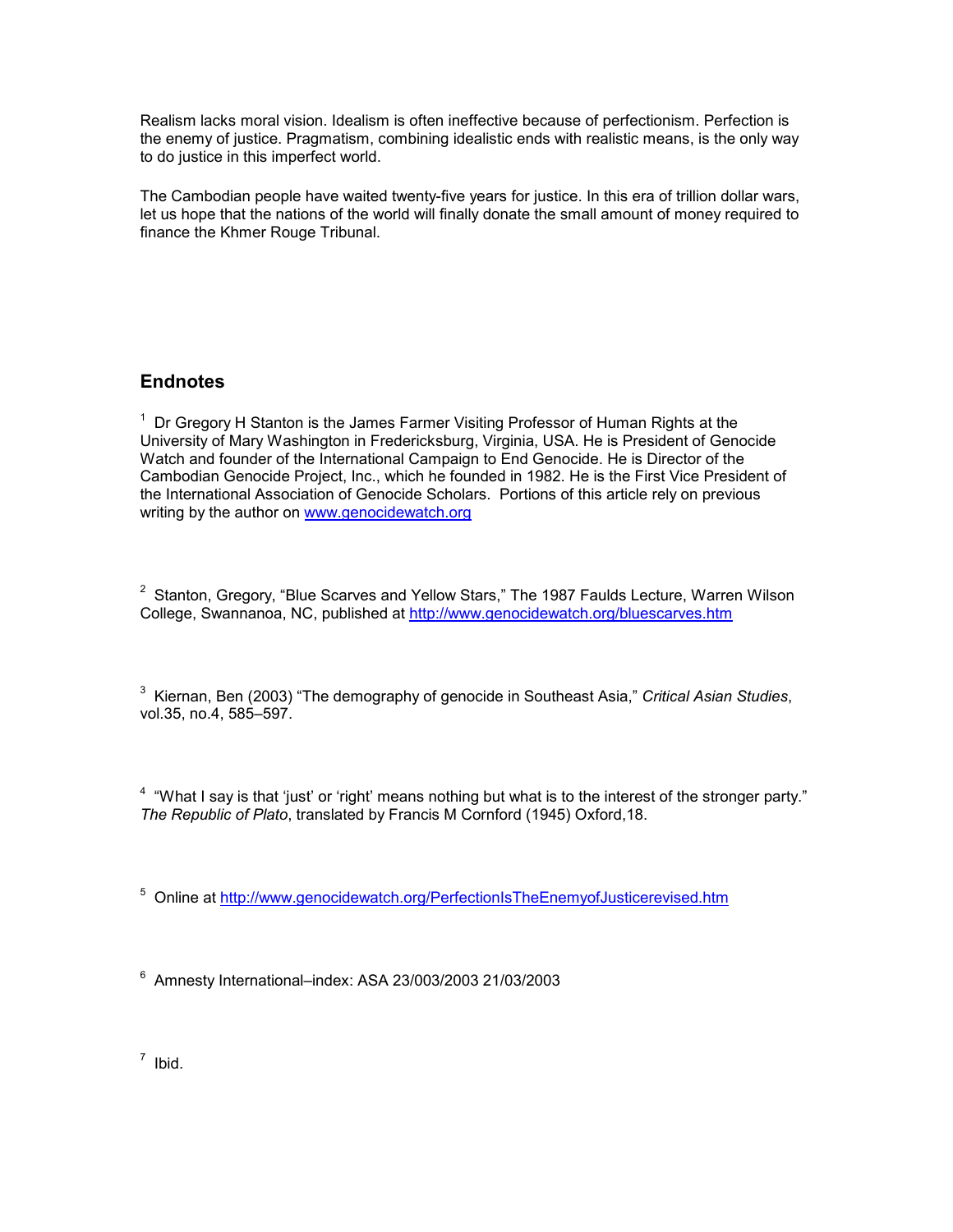Realism lacks moral vision. Idealism is often ineffective because of perfectionism. Perfection is the enemy of justice. Pragmatism, combining idealistic ends with realistic means, is the only way to do justice in this imperfect world.

The Cambodian people have waited twenty-five years for justice. In this era of trillion dollar wars, let us hope that the nations of the world will finally donate the small amount of money required to finance the Khmer Rouge Tribunal.

## Endnotes

[1] Dr Gregory H Stanton is the James Farmer Visiting Professor of Human Rights at the University of Mary Washington in Fredericksburg, Virginia, USA. He is President of Genocide Watch and founder of the International Campaign to End Genocide. He is Director of the Cambodian Genocide Project, Inc., which he founded in 1982. He is the First Vice President of the International Association of Genocide Scholars. Portions of this article rely on previous writing by the author on [www.genocidewatch.org](www.genocidewatch.org)

[2] Stanton, Gregory, "Blue Scarves and Yellow Stars," The 1987 Faulds Lecture, Warren Wilson College, Swannanoa, NC, published at [http://www.genocidewatch.org/bluescarves.htm](http://www.genocidewatch.org/bluescarves.htm)

[3] Kiernan, Ben (2003) "The demography of genocide in Southeast Asia," *Critical Asian Studies*, vol.35, no.4, 585–597.

[4] "What I say is that 'just' or 'right' means nothing but what is to the interest of the stronger party." *The Republic of Plato*, translated by Francis M Cornford (1945) Oxford,18.

[5] Online at [http://www.genocidewatch.org/PerfectionIsTheEnemyofJusticerevised.htm](http://www.genocidewatch.org/PerfectionIsTheEnemyofJusticerevised.htm)

[6] Amnesty International–index: ASA 23/003/2003 21/03/2003

[7] Ibid.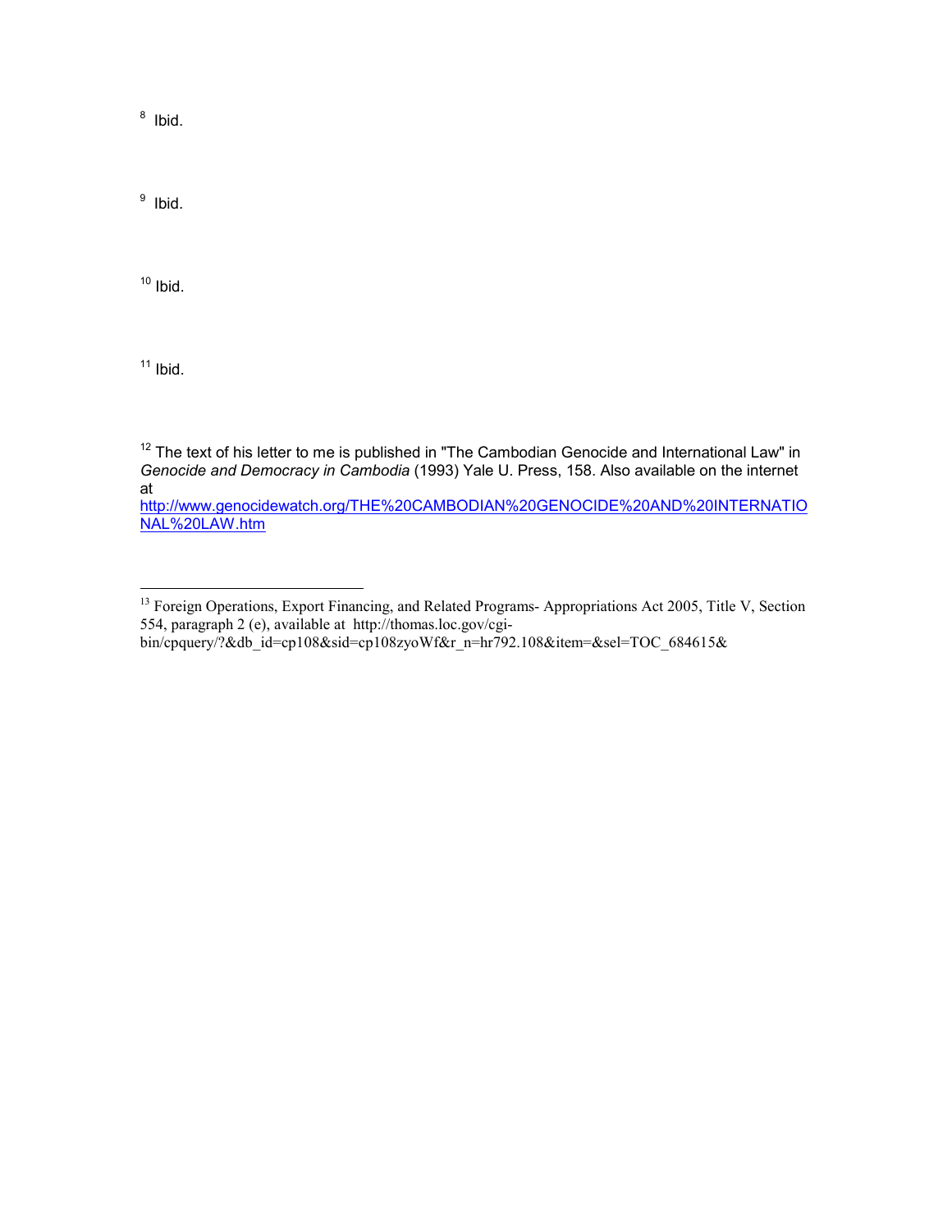[8] Ibid.

[9] Ibid.

[10] Ibid.

[11] Ibid.

[12] The text of his letter to me is published in "The Cambodian Genocide and International Law" in *Genocide and Democracy in Cambodia* (1993) Yale U. Press, 158. Also available on the internet at http://www.genocidewatch.org/THE%20CAMBODIAN%20GENOCIDE%20AND%20INTERNATIONAL%20LAW.htm

---

[13] Foreign Operations, Export Financing, and Related Programs- Appropriations Act 2005, Title V, Section 554, paragraph 2 (e), available at http://thomas.loc.gov/cgi-bin/cpquery/?&db_id=cp108&sid=cp108zyoWf&r_n=hr792.108&item=&sel=TOC_684615&